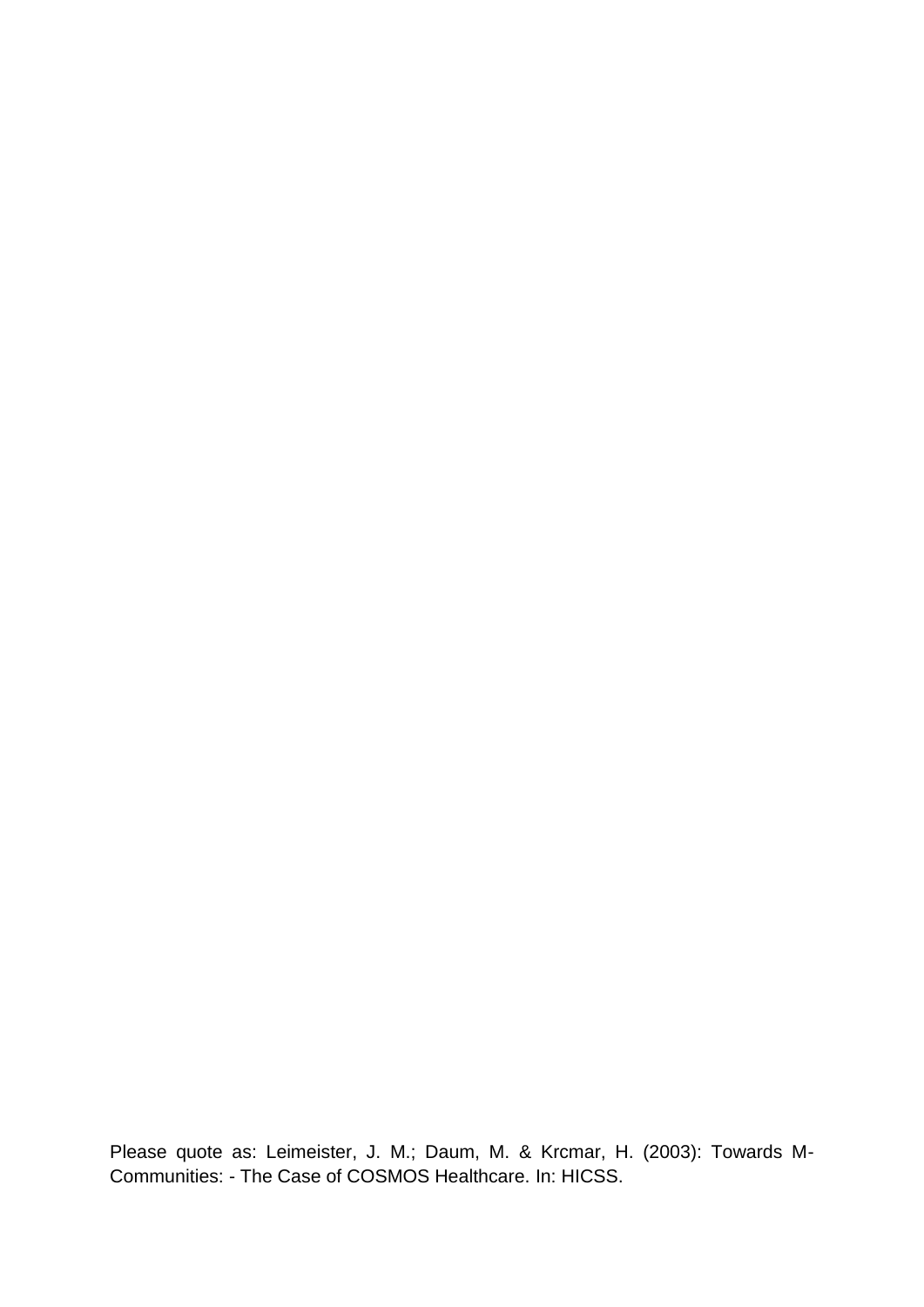Please quote as: Leimeister, J. M.; Daum, M. & Krcmar, H. (2003): Towards M-Communities: - The Case of COSMOS Healthcare. In: HICSS.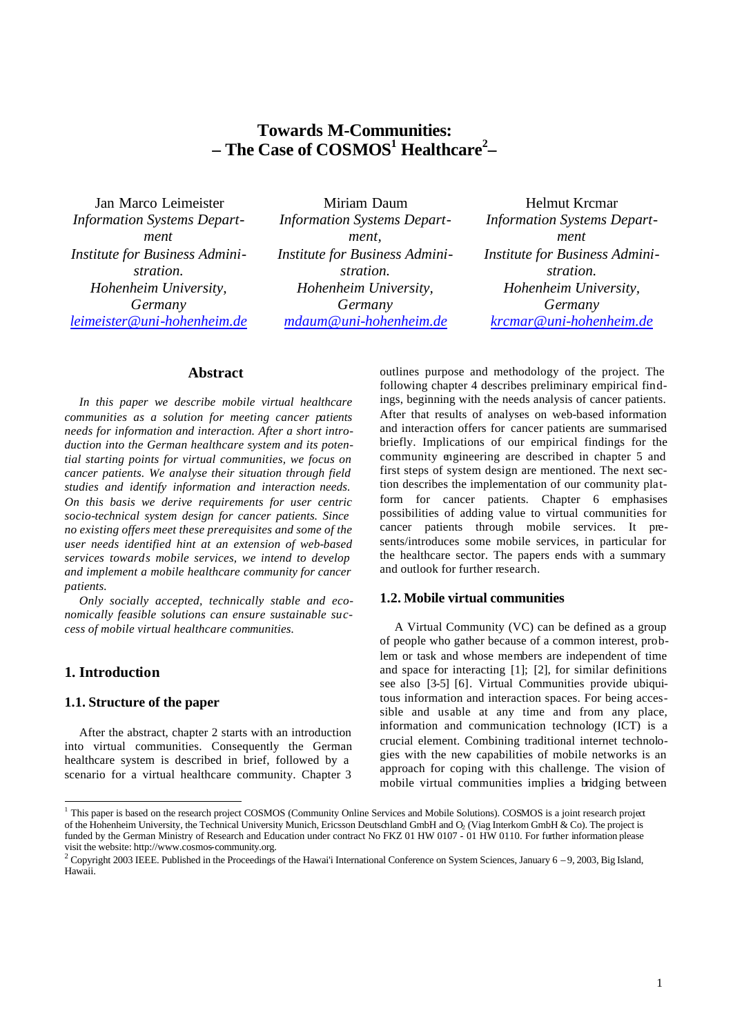# Towards M-Communities: – The Case of COSMOS[1] Healthcare[2]–

Jan Marco Leimeister
*Information Systems Department*
*Institute for Business Administration.*
*Hohenheim University, Germany*
*leimeister@uni-hohenheim.de*

Miriam Daum
*Information Systems Department,*
*Institute for Business Administration.*
*Hohenheim University, Germany*
*mdaum@uni-hohenheim.de*

Helmut Krcmar
*Information Systems Department*
*Institute for Business Administration.*
*Hohenheim University, Germany*
*krcmar@uni-hohenheim.de*

## Abstract

*In this paper we describe mobile virtual healthcare communities as a solution for meeting cancer patients needs for information and interaction. After a short introduction into the German healthcare system and its potential starting points for virtual communities, we focus on cancer patients. We analyse their situation through field studies and identify information and interaction needs. On this basis we derive requirements for user centric socio-technical system design for cancer patients. Since no existing offers meet these prerequisites and some of the user needs identified hint at an extension of web-based services towards mobile services, we intend to develop and implement a mobile healthcare community for cancer patients.*

*Only socially accepted, technically stable and economically feasible solutions can ensure sustainable success of mobile virtual healthcare communities.*

## 1. Introduction

### 1.1. Structure of the paper

After the abstract, chapter 2 starts with an introduction into virtual communities. Consequently the German healthcare system is described in brief, followed by a scenario for a virtual healthcare community. Chapter 3 outlines purpose and methodology of the project. The following chapter 4 describes preliminary empirical findings, beginning with the needs analysis of cancer patients. After that results of analyses on web-based information and interaction offers for cancer patients are summarised briefly. Implications of our empirical findings for the community engineering are described in chapter 5 and first steps of system design are mentioned. The next section describes the implementation of our community platform for cancer patients. Chapter 6 emphasises possibilities of adding value to virtual communities for cancer patients through mobile services. It presents/introduces some mobile services, in particular for the healthcare sector. The papers ends with a summary and outlook for further research.

### 1.2. Mobile virtual communities

A Virtual Community (VC) can be defined as a group of people who gather because of a common interest, problem or task and whose members are independent of time and space for interacting [1]; [2], for similar definitions see also [3-5] [6]. Virtual Communities provide ubiquitous information and interaction spaces. For being accessible and usable at any time and from any place, information and communication technology (ICT) is a crucial element. Combining traditional internet technologies with the new capabilities of mobile networks is an approach for coping with this challenge. The vision of mobile virtual communities implies a bridging between

---

[1] This paper is based on the research project COSMOS (Community Online Services and Mobile Solutions). COSMOS is a joint research project of the Hohenheim University, the Technical University Munich, Ericsson Deutschland GmbH and $O_2$ (Viag Interkom GmbH & Co). The project is funded by the German Ministry of Research and Education under contract No FKZ 01 HW 0107 - 01 HW 0110. For further information please visit the website: http://www.cosmos-community.org.

[2] Copyright 2003 IEEE. Published in the Proceedings of the Hawai'i International Conference on System Sciences, January 6 – 9, 2003, Big Island, Hawaii.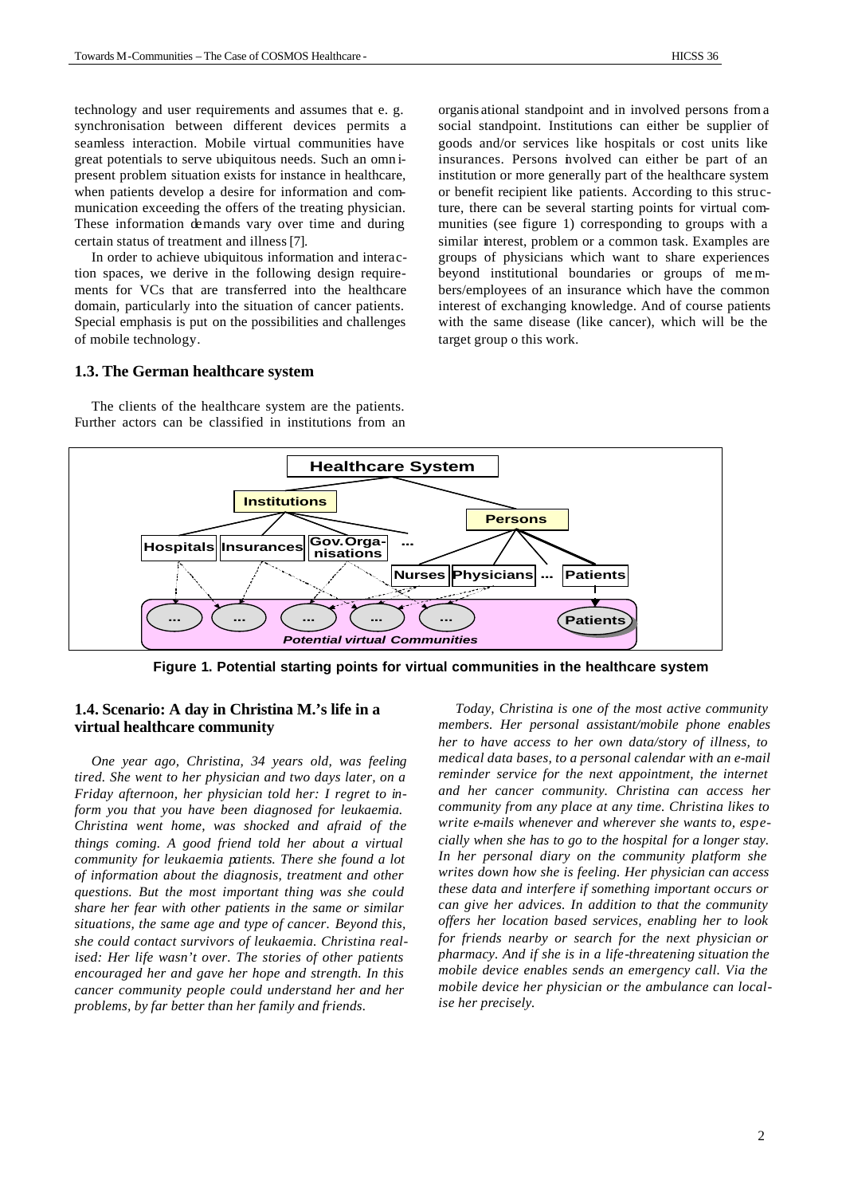technology and user requirements and assumes that e. g. synchronisation between different devices permits a seamless interaction. Mobile virtual communities have great potentials to serve ubiquitous needs. Such an omnipresent problem situation exists for instance in healthcare, when patients develop a desire for information and communication exceeding the offers of the treating physician. These information demands vary over time and during certain status of treatment and illness [7].

In order to achieve ubiquitous information and interaction spaces, we derive in the following design requirements for VCs that are transferred into the healthcare domain, particularly into the situation of cancer patients. Special emphasis is put on the possibilities and challenges of mobile technology.

### 1.3. The German healthcare system

The clients of the healthcare system are the patients. Further actors can be classified in institutions from an organisational standpoint and in involved persons from a social standpoint. Institutions can either be supplier of goods and/or services like hospitals or cost units like insurances. Persons involved can either be part of an institution or more generally part of the healthcare system or benefit recipient like patients. According to this structure, there can be several starting points for virtual communities (see figure 1) corresponding to groups with a similar interest, problem or a common task. Examples are groups of physicians which want to share experiences beyond institutional boundaries or groups of members/employees of an insurance which have the common interest of exchanging knowledge. And of course patients with the same disease (like cancer), which will be the target group o this work.

**Figure 1. Potential starting points for virtual communities in the healthcare system**

### 1.4. Scenario: A day in Christina M.'s life in a virtual healthcare community

*One year ago, Christina, 34 years old, was feeling tired. She went to her physician and two days later, on a Friday afternoon, her physician told her: I regret to inform you that you have been diagnosed for leukaemia. Christina went home, was shocked and afraid of the things coming. A good friend told her about a virtual community for leukaemia patients. There she found a lot of information about the diagnosis, treatment and other questions. But the most important thing was she could share her fear with other patients in the same or similar situations, the same age and type of cancer. Beyond this, she could contact survivors of leukaemia. Christina realised: Her life wasn't over. The stories of other patients encouraged her and gave her hope and strength. In this cancer community people could understand her and her problems, by far better than her family and friends.*

*Today, Christina is one of the most active community members. Her personal assistant/mobile phone enables her to have access to her own data/story of illness, to medical data bases, to a personal calendar with an e-mail reminder service for the next appointment, the internet and her cancer community. Christina can access her community from any place at any time. Christina likes to write e-mails whenever and wherever she wants to, especially when she has to go to the hospital for a longer stay. In her personal diary on the community platform she writes down how she is feeling. Her physician can access these data and interfere if something important occurs or can give her advices. In addition to that the community offers her location based services, enabling her to look for friends nearby or search for the next physician or pharmacy. And if she is in a life-threatening situation the mobile device enables sends an emergency call. Via the mobile device her physician or the ambulance can localise her precisely.*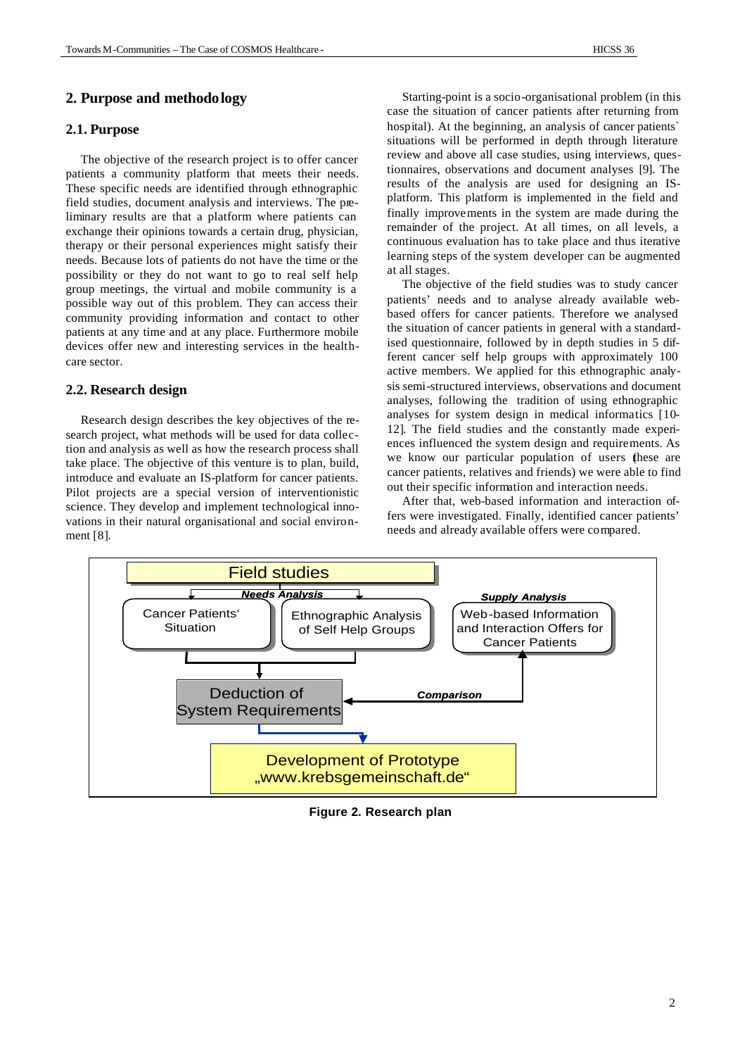## 2. Purpose and methodology

### 2.1. Purpose

The objective of the research project is to offer cancer patients a community platform that meets their needs. These specific needs are identified through ethnographic field studies, document analysis and interviews. The preliminary results are that a platform where patients can exchange their opinions towards a certain drug, physician, therapy or their personal experiences might satisfy their needs. Because lots of patients do not have the time or the possibility or they do not want to go to real self help group meetings, the virtual and mobile community is a possible way out of this problem. They can access their community providing information and contact to other patients at any time and at any place. Furthermore mobile devices offer new and interesting services in the healthcare sector.

### 2.2. Research design

Research design describes the key objectives of the research project, what methods will be used for data collection and analysis as well as how the research process shall take place. The objective of this venture is to plan, build, introduce and evaluate an IS-platform for cancer patients. Pilot projects are a special version of interventionistic science. They develop and implement technological innovations in their natural organisational and social environment [8].

Starting-point is a socio-organisational problem (in this case the situation of cancer patients after returning from hospital). At the beginning, an analysis of cancer patients` situations will be performed in depth through literature review and above all case studies, using interviews, questionnaires, observations and document analyses [9]. The results of the analysis are used for designing an IS-platform. This platform is implemented in the field and finally improvements in the system are made during the remainder of the project. At all times, on all levels, a continuous evaluation has to take place and thus iterative learning steps of the system developer can be augmented at all stages.

The objective of the field studies was to study cancer patients' needs and to analyse already available web-based offers for cancer patients. Therefore we analysed the situation of cancer patients in general with a standardised questionnaire, followed by in depth studies in 5 different cancer self help groups with approximately 100 active members. We applied for this ethnographic analysis semi-structured interviews, observations and document analyses, following the tradition of using ethnographic analyses for system design in medical informatics [10-12]. The field studies and the constantly made experiences influenced the system design and requirements. As we know our particular population of users (these are cancer patients, relatives and friends) we were able to find out their specific information and interaction needs.

After that, web-based information and interaction offers were investigated. Finally, identified cancer patients' needs and already available offers were compared.

Field studies

*Needs Analysis*: Cancer Patients' Situation; Ethnographic Analysis of Self Help Groups

*Supply Analysis*: Web-based Information and Interaction Offers for Cancer Patients

*Comparison*

Deduction of System Requirements

Development of Prototype „www.krebsgemeinschaft.de"

**Figure 2. Research plan**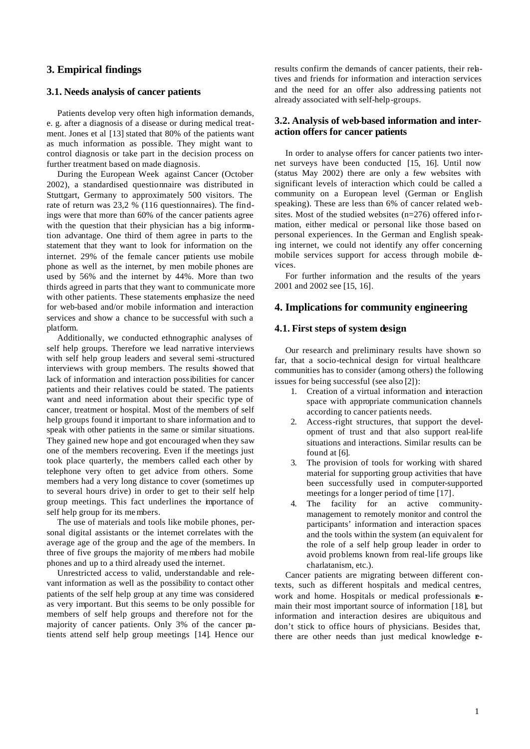## 3. Empirical findings

### 3.1. Needs analysis of cancer patients

Patients develop very often high information demands, e. g. after a diagnosis of a disease or during medical treatment. Jones et al [13] stated that 80% of the patients want as much information as possible. They might want to control diagnosis or take part in the decision process on further treatment based on made diagnosis.

During the European Week against Cancer (October 2002), a standardised questionnaire was distributed in Stuttgart, Germany to approximately 500 visitors. The rate of return was 23,2 % (116 questionnaires). The findings were that more than 60% of the cancer patients agree with the question that their physician has a big information advantage. One third of them agree in parts to the statement that they want to look for information on the internet. 29% of the female cancer patients use mobile phone as well as the internet, by men mobile phones are used by 56% and the internet by 44%. More than two thirds agreed in parts that they want to communicate more with other patients. These statements emphasize the need for web-based and/or mobile information and interaction services and show a chance to be successful with such a platform.

Additionally, we conducted ethnographic analyses of self help groups. Therefore we lead narrative interviews with self help group leaders and several semi-structured interviews with group members. The results showed that lack of information and interaction possibilities for cancer patients and their relatives could be stated. The patients want and need information about their specific type of cancer, treatment or hospital. Most of the members of self help groups found it important to share information and to speak with other patients in the same or similar situations. They gained new hope and got encouraged when they saw one of the members recovering. Even if the meetings just took place quarterly, the members called each other by telephone very often to get advice from others. Some members had a very long distance to cover (sometimes up to several hours drive) in order to get to their self help group meetings. This fact underlines the importance of self help group for its members.

The use of materials and tools like mobile phones, personal digital assistants or the internet correlates with the average age of the group and the age of the members. In three of five groups the majority of members had mobile phones and up to a third already used the internet.

Unrestricted access to valid, understandable and relevant information as well as the possibility to contact other patients of the self help group at any time was considered as very important. But this seems to be only possible for members of self help groups and therefore not for the majority of cancer patients. Only 3% of the cancer patients attend self help group meetings [14]. Hence our results confirm the demands of cancer patients, their relatives and friends for information and interaction services and the need for an offer also addressing patients not already associated with self-help-groups.

### 3.2. Analysis of web-based information and interaction offers for cancer patients

In order to analyse offers for cancer patients two internet surveys have been conducted [15, 16]. Until now (status May 2002) there are only a few websites with significant levels of interaction which could be called a community on a European level (German or English speaking). These are less than 6% of cancer related websites. Most of the studied websites (n=276) offered information, either medical or personal like those based on personal experiences. In the German and English speaking internet, we could not identify any offer concerning mobile services support for access through mobile devices.

For further information and the results of the years 2001 and 2002 see [15, 16].

## 4. Implications for community engineering

### 4.1. First steps of system design

Our research and preliminary results have shown so far, that a socio-technical design for virtual healthcare communities has to consider (among others) the following issues for being successful (see also [2]):

1. Creation of a virtual information and interaction space with appropriate communication channels according to cancer patients needs.
2. Access-right structures, that support the development of trust and that also support real-life situations and interactions. Similar results can be found at [6].
3. The provision of tools for working with shared material for supporting group activities that have been successfully used in computer-supported meetings for a longer period of time [17].
4. The facility for an active community-management to remotely monitor and control the participants' information and interaction spaces and the tools within the system (an equivalent for the role of a self help group leader in order to avoid problems known from real-life groups like charlatanism, etc.).

Cancer patients are migrating between different contexts, such as different hospitals and medical centres, work and home. Hospitals or medical professionals remain their most important source of information [18], but information and interaction desires are ubiquitous and don't stick to office hours of physicians. Besides that, there are other needs than just medical knowledge re-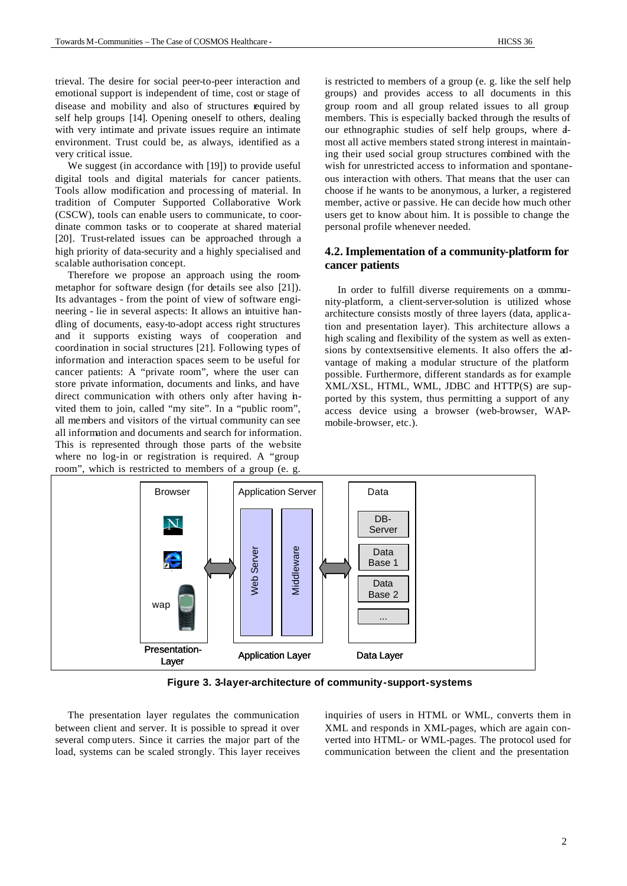trieval. The desire for social peer-to-peer interaction and emotional support is independent of time, cost or stage of disease and mobility and also of structures required by self help groups [14]. Opening oneself to others, dealing with very intimate and private issues require an intimate environment. Trust could be, as always, identified as a very critical issue.

We suggest (in accordance with [19]) to provide useful digital tools and digital materials for cancer patients. Tools allow modification and processing of material. In tradition of Computer Supported Collaborative Work (CSCW), tools can enable users to communicate, to coordinate common tasks or to cooperate at shared material [20]. Trust-related issues can be approached through a high priority of data-security and a highly specialised and scalable authorisation concept.

Therefore we propose an approach using the room-metaphor for software design (for details see also [21]). Its advantages - from the point of view of software engineering - lie in several aspects: It allows an intuitive handling of documents, easy-to-adopt access right structures and it supports existing ways of cooperation and coordination in social structures [21]. Following types of information and interaction spaces seem to be useful for cancer patients: A "private room", where the user can store private information, documents and links, and have direct communication with others only after having invited them to join, called "my site". In a "public room", all members and visitors of the virtual community can see all information and documents and search for information. This is represented through those parts of the website where no log-in or registration is required. A "group room", which is restricted to members of a group (e. g. like the self help groups) and provides access to all documents in this group room and all group related issues to all group members. This is especially backed through the results of our ethnographic studies of self help groups, where almost all active members stated strong interest in maintaining their used social group structures combined with the wish for unrestricted access to information and spontaneous interaction with others. That means that the user can choose if he wants to be anonymous, a lurker, a registered member, active or passive. He can decide how much other users get to know about him. It is possible to change the personal profile whenever needed.

## 4.2. Implementation of a community-platform for cancer patients

In order to fulfill diverse requirements on a community-platform, a client-server-solution is utilized whose architecture consists mostly of three layers (data, application and presentation layer). This architecture allows a high scaling and flexibility of the system as well as extensions by contextsensitive elements. It also offers the advantage of making a modular structure of the platform possible. Furthermore, different standards as for example XML/XSL, HTML, WML, JDBC and HTTP(S) are supported by this system, thus permitting a support of any access device using a browser (web-browser, WAP-mobile-browser, etc.).

Browser
wap
Presentation-Layer
Application Server
Web Server
Middleware
Application Layer
Data
DB-Server
Data Base 1
Data Base 2
...
Data Layer

**Figure 3. 3-layer-architecture of community-support-systems**

The presentation layer regulates the communication between client and server. It is possible to spread it over several computers. Since it carries the major part of the load, systems can be scaled strongly. This layer receives inquiries of users in HTML or WML, converts them in XML and responds in XML-pages, which are again converted into HTML- or WML-pages. The protocol used for communication between the client and the presentation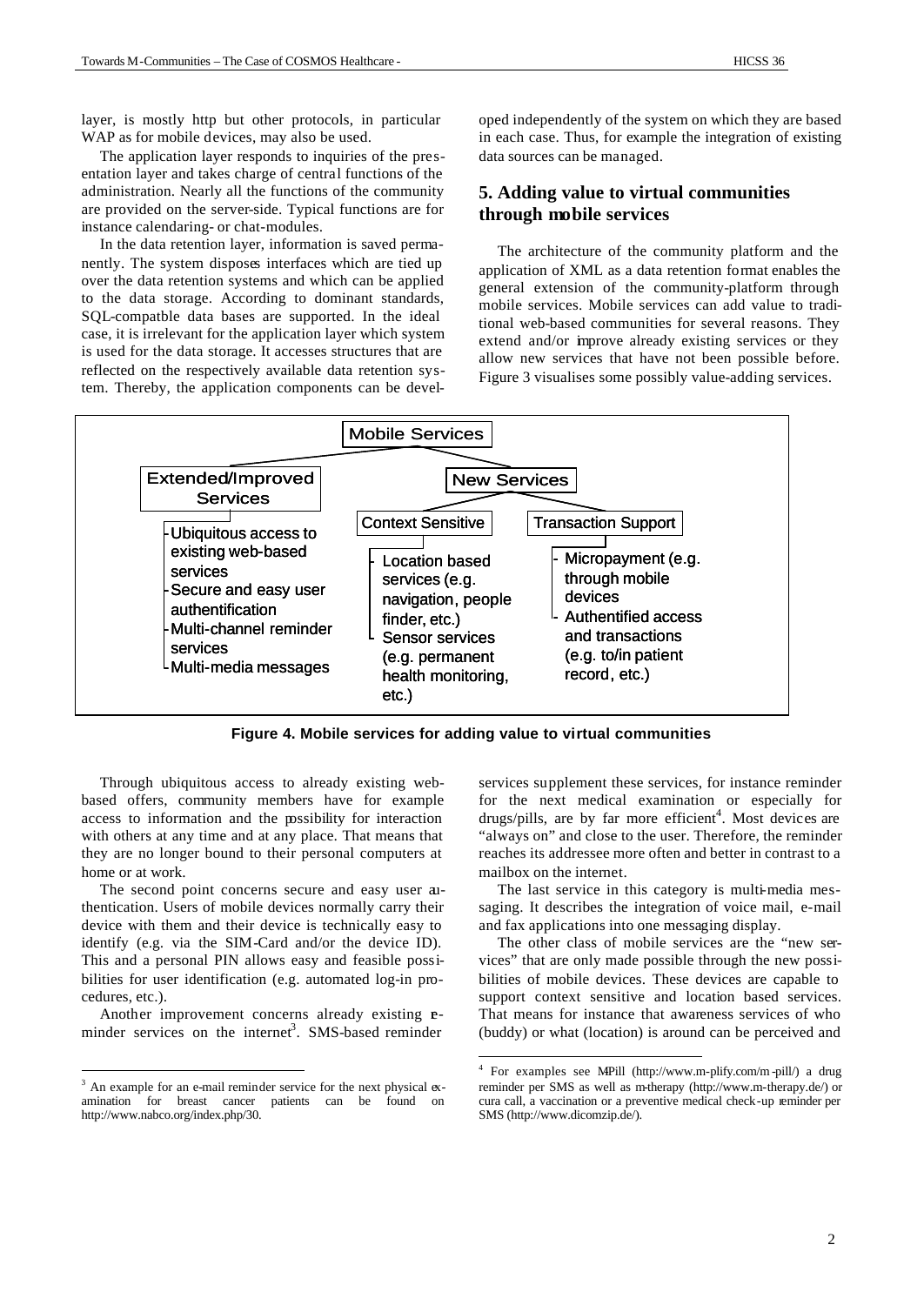layer, is mostly http but other protocols, in particular WAP as for mobile devices, may also be used.

The application layer responds to inquiries of the presentation layer and takes charge of central functions of the administration. Nearly all the functions of the community are provided on the server-side. Typical functions are for instance calendaring- or chat-modules.

In the data retention layer, information is saved permanently. The system disposes interfaces which are tied up over the data retention systems and which can be applied to the data storage. According to dominant standards, SQL-compatble data bases are supported. In the ideal case, it is irrelevant for the application layer which system is used for the data storage. It accesses structures that are reflected on the respectively available data retention system. Thereby, the application components can be developed independently of the system on which they are based in each case. Thus, for example the integration of existing data sources can be managed.

## 5. Adding value to virtual communities through mobile services

The architecture of the community platform and the application of XML as a data retention format enables the general extension of the community-platform through mobile services. Mobile services can add value to traditional web-based communities for several reasons. They extend and/or improve already existing services or they allow new services that have not been possible before. Figure 3 visualises some possibly value-adding services.

Mobile Services

- Extended/Improved Services
  - Ubiquitous access to existing web-based services
  - Secure and easy user authentification
  - Multi-channel reminder services
  - Multi-media messages
- New Services
  - Context Sensitive
    - Location based services (e.g. navigation, people finder, etc.)
    - Sensor services (e.g. permanent health monitoring, etc.)
  - Transaction Support
    - Micropayment (e.g. through mobile devices
    - Authentified access and transactions (e.g. to/in patient record, etc.)

**Figure 4. Mobile services for adding value to virtual communities**

Through ubiquitous access to already existing web-based offers, community members have for example access to information and the possibility for interaction with others at any time and at any place. That means that they are no longer bound to their personal computers at home or at work.

The second point concerns secure and easy user authentication. Users of mobile devices normally carry their device with them and their device is technically easy to identify (e.g. via the SIM-Card and/or the device ID). This and a personal PIN allows easy and feasible possibilities for user identification (e.g. automated log-in procedures, etc.).

Another improvement concerns already existing reminder services on the internet[3]. SMS-based reminder services supplement these services, for instance reminder for the next medical examination or especially for drugs/pills, are by far more efficient[4]. Most devices are "always on" and close to the user. Therefore, the reminder reaches its addressee more often and better in contrast to a mailbox on the internet.

The last service in this category is multi-media messaging. It describes the integration of voice mail, e-mail and fax applications into one messaging display.

The other class of mobile services are the "new services" that are only made possible through the new possibilities of mobile devices. These devices are capable to support context sensitive and location based services. That means for instance that awareness services of who (buddy) or what (location) is around can be perceived and

[3] An example for an e-mail reminder service for the next physical examination for breast cancer patients can be found on http://www.nabco.org/index.php/30.

[4] For examples see M-Pill (http://www.m-plify.com/m-pill/) a drug reminder per SMS as well as m-therapy (http://www.m-therapy.de/) or cura call, a vaccination or a preventive medical check-up reminder per SMS (http://www.dicomzip.de/).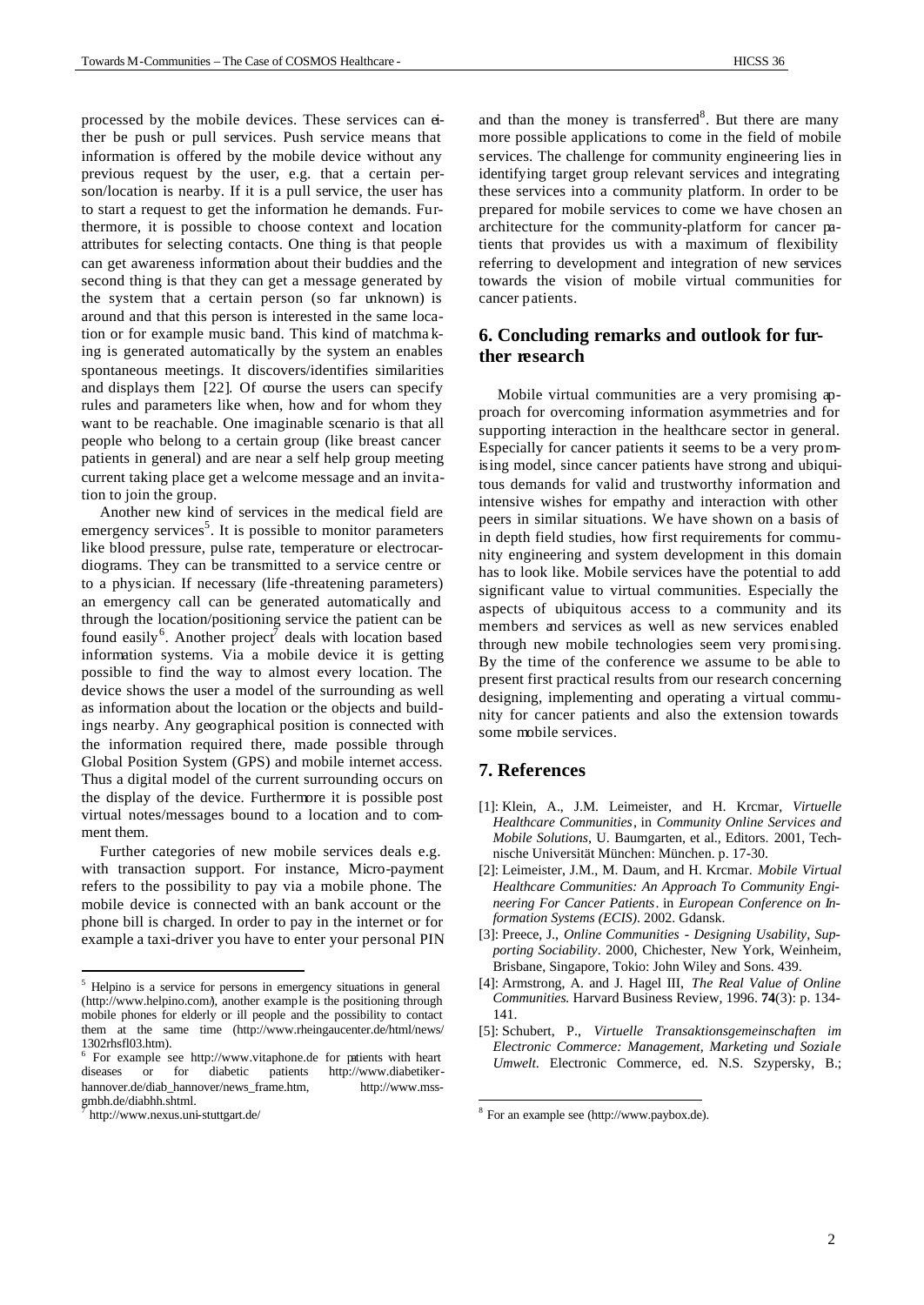processed by the mobile devices. These services can either be push or pull services. Push service means that information is offered by the mobile device without any previous request by the user, e.g. that a certain person/location is nearby. If it is a pull service, the user has to start a request to get the information he demands. Furthermore, it is possible to choose context and location attributes for selecting contacts. One thing is that people can get awareness information about their buddies and the second thing is that they can get a message generated by the system that a certain person (so far unknown) is around and that this person is interested in the same location or for example music band. This kind of matchmaking is generated automatically by the system an enables spontaneous meetings. It discovers/identifies similarities and displays them [22]. Of course the users can specify rules and parameters like when, how and for whom they want to be reachable. One imaginable scenario is that all people who belong to a certain group (like breast cancer patients in general) and are near a self help group meeting current taking place get a welcome message and an invitation to join the group.

Another new kind of services in the medical field are emergency services[5]. It is possible to monitor parameters like blood pressure, pulse rate, temperature or electrocardiograms. They can be transmitted to a service centre or to a physician. If necessary (life-threatening parameters) an emergency call can be generated automatically and through the location/positioning service the patient can be found easily[6]. Another project[7] deals with location based information systems. Via a mobile device it is getting possible to find the way to almost every location. The device shows the user a model of the surrounding as well as information about the location or the objects and buildings nearby. Any geographical position is connected with the information required there, made possible through Global Position System (GPS) and mobile internet access. Thus a digital model of the current surrounding occurs on the display of the device. Furthermore it is possible post virtual notes/messages bound to a location and to comment them.

Further categories of new mobile services deals e.g. with transaction support. For instance, Micro-payment refers to the possibility to pay via a mobile phone. The mobile device is connected with an bank account or the phone bill is charged. In order to pay in the internet or for example a taxi-driver you have to enter your personal PIN and than the money is transferred[8]. But there are many more possible applications to come in the field of mobile services. The challenge for community engineering lies in identifying target group relevant services and integrating these services into a community platform. In order to be prepared for mobile services to come we have chosen an architecture for the community-platform for cancer patients that provides us with a maximum of flexibility referring to development and integration of new services towards the vision of mobile virtual communities for cancer patients.

## 6. Concluding remarks and outlook for further research

Mobile virtual communities are a very promising approach for overcoming information asymmetries and for supporting interaction in the healthcare sector in general. Especially for cancer patients it seems to be a very promising model, since cancer patients have strong and ubiquitous demands for valid and trustworthy information and intensive wishes for empathy and interaction with other peers in similar situations. We have shown on a basis of in depth field studies, how first requirements for community engineering and system development in this domain has to look like. Mobile services have the potential to add significant value to virtual communities. Especially the aspects of ubiquitous access to a community and its members and services as well as new services enabled through new mobile technologies seem very promising. By the time of the conference we assume to be able to present first practical results from our research concerning designing, implementing and operating a virtual community for cancer patients and also the extension towards some mobile services.

## 7. References

[1]: Klein, A., J.M. Leimeister, and H. Krcmar, *Virtuelle Healthcare Communities*, in *Community Online Services and Mobile Solutions*, U. Baumgarten, et al., Editors. 2001, Technische Universität München: München. p. 17-30.

[2]: Leimeister, J.M., M. Daum, and H. Krcmar. *Mobile Virtual Healthcare Communities: An Approach To Community Engineering For Cancer Patients*. in *European Conference on Information Systems (ECIS)*. 2002. Gdansk.

[3]: Preece, J., *Online Communities - Designing Usability, Supporting Sociability*. 2000, Chichester, New York, Weinheim, Brisbane, Singapore, Tokio: John Wiley and Sons. 439.

[4]: Armstrong, A. and J. Hagel III, *The Real Value of Online Communities.* Harvard Business Review, 1996. **74**(3): p. 134-141.

[5]: Schubert, P., *Virtuelle Transaktionsgemeinschaften im Electronic Commerce: Management, Marketing und Soziale Umwelt.* Electronic Commerce, ed. N.S. Szypersky, B.;

---

[5] Helpino is a service for persons in emergency situations in general (http://www.helpino.com/), another example is the positioning through mobile phones for elderly or ill people and the possibility to contact them at the same time (http://www.rheingaucenter.de/html/news/1302rhsfl03.htm).

[6] For example see http://www.vitaphone.de for patients with heart diseases or for diabetic patients http://www.diabetiker-hannover.de/diab_hannover/news_frame.htm, http://www.mss-gmbh.de/diabhh.shtml.

[7] http://www.nexus.uni-stuttgart.de/

[8] For an example see (http://www.paybox.de).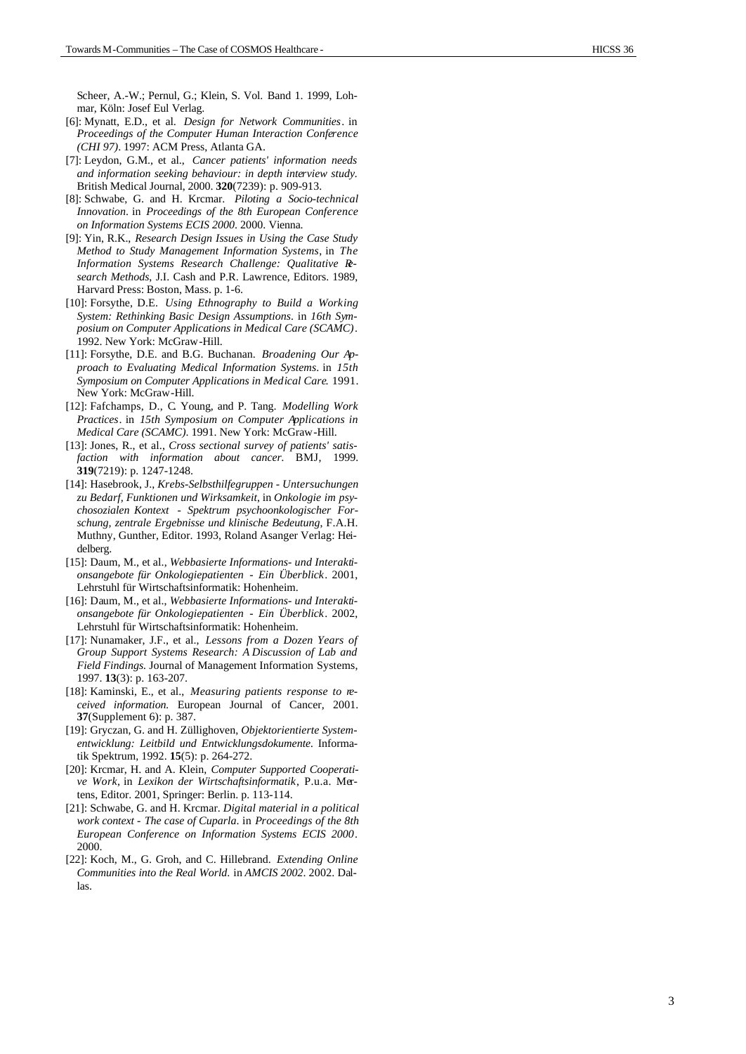Scheer, A.-W.; Pernul, G.; Klein, S. Vol. Band 1. 1999, Lohmar, Köln: Josef Eul Verlag.

[6]: Mynatt, E.D., et al. *Design for Network Communities*. in *Proceedings of the Computer Human Interaction Conference (CHI 97)*. 1997: ACM Press, Atlanta GA.

[7]: Leydon, G.M., et al., *Cancer patients' information needs and information seeking behaviour: in depth interview study.* British Medical Journal, 2000. **320**(7239): p. 909-913.

[8]: Schwabe, G. and H. Krcmar. *Piloting a Socio-technical Innovation*. in *Proceedings of the 8th European Conference on Information Systems ECIS 2000*. 2000. Vienna.

[9]: Yin, R.K., *Research Design Issues in Using the Case Study Method to Study Management Information Systems*, in *The Information Systems Research Challenge: Qualitative Research Methods*, J.I. Cash and P.R. Lawrence, Editors. 1989, Harvard Press: Boston, Mass. p. 1-6.

[10]: Forsythe, D.E. *Using Ethnography to Build a Working System: Rethinking Basic Design Assumptions*. in *16th Symposium on Computer Applications in Medical Care (SCAMC)*. 1992. New York: McGraw-Hill.

[11]: Forsythe, D.E. and B.G. Buchanan. *Broadening Our Approach to Evaluating Medical Information Systems*. in *15th Symposium on Computer Applications in Medical Care*. 1991. New York: McGraw-Hill.

[12]: Fafchamps, D., C. Young, and P. Tang. *Modelling Work Practices*. in *15th Symposium on Computer Applications in Medical Care (SCAMC)*. 1991. New York: McGraw-Hill.

[13]: Jones, R., et al., *Cross sectional survey of patients' satisfaction with information about cancer.* BMJ, 1999. **319**(7219): p. 1247-1248.

[14]: Hasebrook, J., *Krebs-Selbsthilfegruppen - Untersuchungen zu Bedarf, Funktionen und Wirksamkeit*, in *Onkologie im psychosozialen Kontext - Spektrum psychoonkologischer Forschung, zentrale Ergebnisse und klinische Bedeutung*, F.A.H. Muthny, Gunther, Editor. 1993, Roland Asanger Verlag: Heidelberg.

[15]: Daum, M., et al., *Webbasierte Informations- und Interaktionsangebote für Onkologiepatienten - Ein Überblick*. 2001, Lehrstuhl für Wirtschaftsinformatik: Hohenheim.

[16]: Daum, M., et al., *Webbasierte Informations- und Interaktionsangebote für Onkologiepatienten - Ein Überblick*. 2002, Lehrstuhl für Wirtschaftsinformatik: Hohenheim.

[17]: Nunamaker, J.F., et al., *Lessons from a Dozen Years of Group Support Systems Research: A Discussion of Lab and Field Findings.* Journal of Management Information Systems, 1997. **13**(3): p. 163-207.

[18]: Kaminski, E., et al., *Measuring patients response to received information.* European Journal of Cancer, 2001. **37**(Supplement 6): p. 387.

[19]: Gryczan, G. and H. Züllighoven, *Objektorientierte Systementwicklung: Leitbild und Entwicklungsdokumente.* Informatik Spektrum, 1992. **15**(5): p. 264-272.

[20]: Krcmar, H. and A. Klein, *Computer Supported Cooperative Work*, in *Lexikon der Wirtschaftsinformatik*, P.u.a. Mertens, Editor. 2001, Springer: Berlin. p. 113-114.

[21]: Schwabe, G. and H. Krcmar. *Digital material in a political work context - The case of Cuparla.* in *Proceedings of the 8th European Conference on Information Systems ECIS 2000*. 2000.

[22]: Koch, M., G. Groh, and C. Hillebrand. *Extending Online Communities into the Real World.* in *AMCIS 2002*. 2002. Dallas.